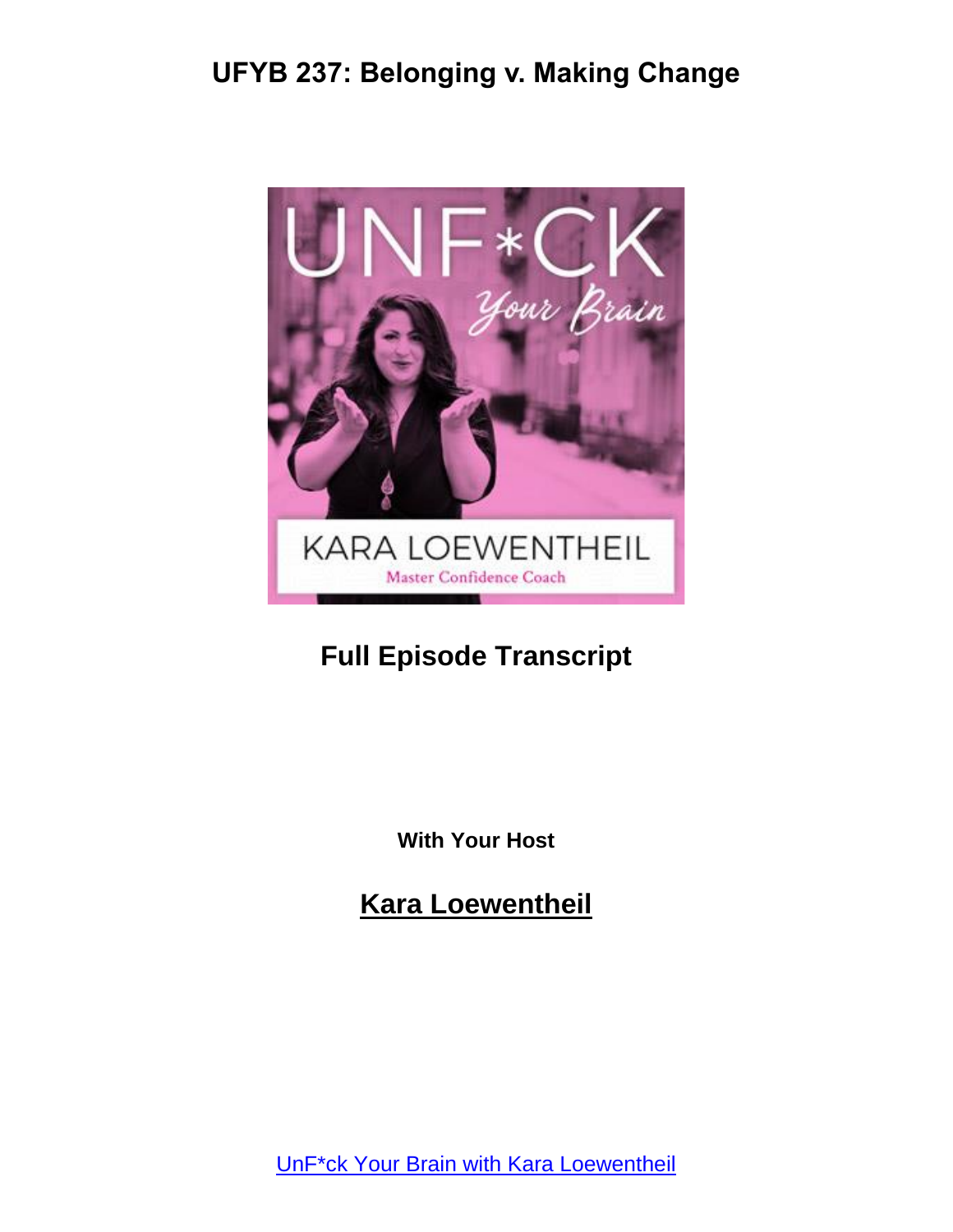# UFYB 237: Belonging v. Making Change

## Full Episode Transcript

**With Your Host**

## Kara Loewentheil

UnF*ck Your Brain with Kara Loewentheil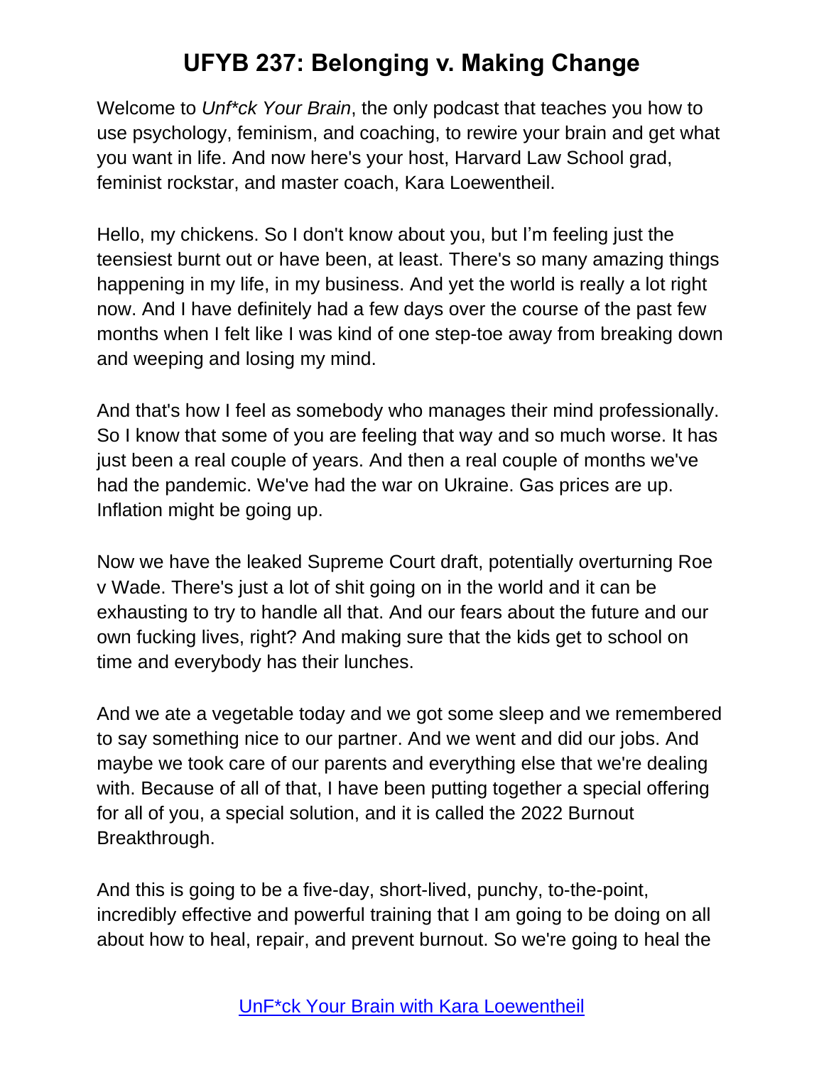Welcome to *Unf*ck Your Brain*, the only podcast that teaches you how to use psychology, feminism, and coaching, to rewire your brain and get what you want in life. And now here's your host, Harvard Law School grad, feminist rockstar, and master coach, Kara Loewentheil.

Hello, my chickens. So I don't know about you, but I'm feeling just the teensiest burnt out or have been, at least. There's so many amazing things happening in my life, in my business. And yet the world is really a lot right now. And I have definitely had a few days over the course of the past few months when I felt like I was kind of one step-toe away from breaking down and weeping and losing my mind.

And that's how I feel as somebody who manages their mind professionally. So I know that some of you are feeling that way and so much worse. It has just been a real couple of years. And then a real couple of months we've had the pandemic. We've had the war on Ukraine. Gas prices are up. Inflation might be going up.

Now we have the leaked Supreme Court draft, potentially overturning Roe v Wade. There's just a lot of shit going on in the world and it can be exhausting to try to handle all that. And our fears about the future and our own fucking lives, right? And making sure that the kids get to school on time and everybody has their lunches.

And we ate a vegetable today and we got some sleep and we remembered to say something nice to our partner. And we went and did our jobs. And maybe we took care of our parents and everything else that we're dealing with. Because of all of that, I have been putting together a special offering for all of you, a special solution, and it is called the 2022 Burnout Breakthrough.

And this is going to be a five-day, short-lived, punchy, to-the-point, incredibly effective and powerful training that I am going to be doing on all about how to heal, repair, and prevent burnout. So we're going to heal the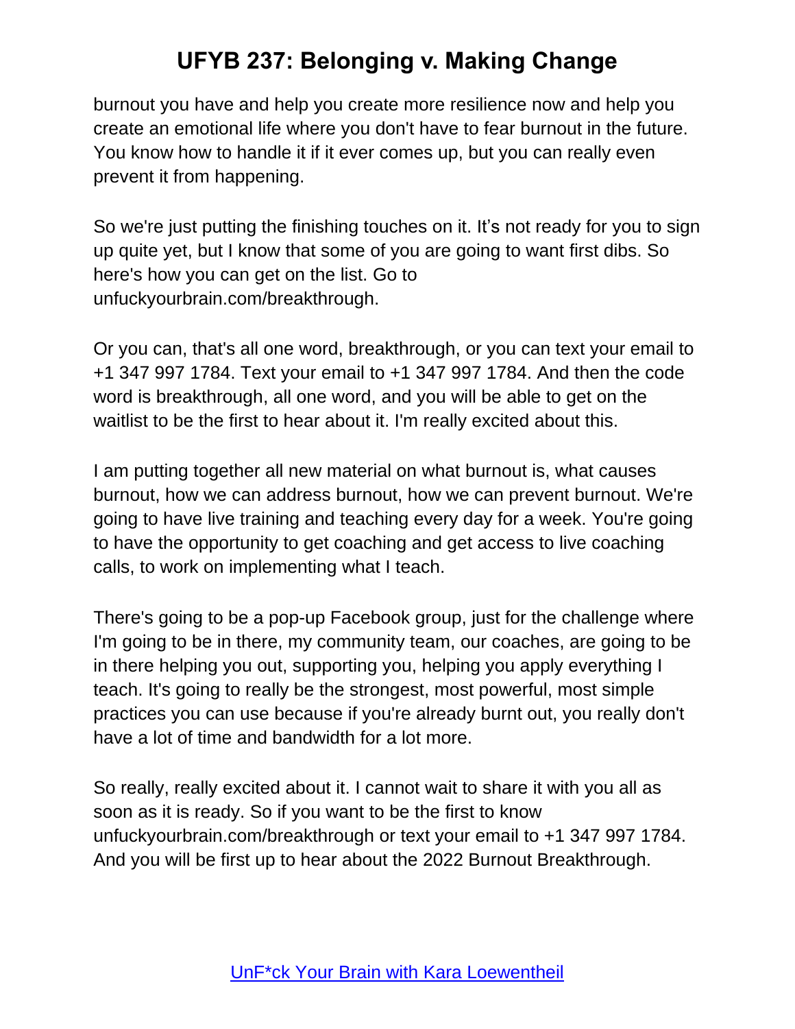burnout you have and help you create more resilience now and help you create an emotional life where you don't have to fear burnout in the future. You know how to handle it if it ever comes up, but you can really even prevent it from happening.

So we're just putting the finishing touches on it. It's not ready for you to sign up quite yet, but I know that some of you are going to want first dibs. So here's how you can get on the list. Go to unfuckyourbrain.com/breakthrough.

Or you can, that's all one word, breakthrough, or you can text your email to +1 347 997 1784. Text your email to +1 347 997 1784. And then the code word is breakthrough, all one word, and you will be able to get on the waitlist to be the first to hear about it. I'm really excited about this.

I am putting together all new material on what burnout is, what causes burnout, how we can address burnout, how we can prevent burnout. We're going to have live training and teaching every day for a week. You're going to have the opportunity to get coaching and get access to live coaching calls, to work on implementing what I teach.

There's going to be a pop-up Facebook group, just for the challenge where I'm going to be in there, my community team, our coaches, are going to be in there helping you out, supporting you, helping you apply everything I teach. It's going to really be the strongest, most powerful, most simple practices you can use because if you're already burnt out, you really don't have a lot of time and bandwidth for a lot more.

So really, really excited about it. I cannot wait to share it with you all as soon as it is ready. So if you want to be the first to know unfuckyourbrain.com/breakthrough or text your email to +1 347 997 1784. And you will be first up to hear about the 2022 Burnout Breakthrough.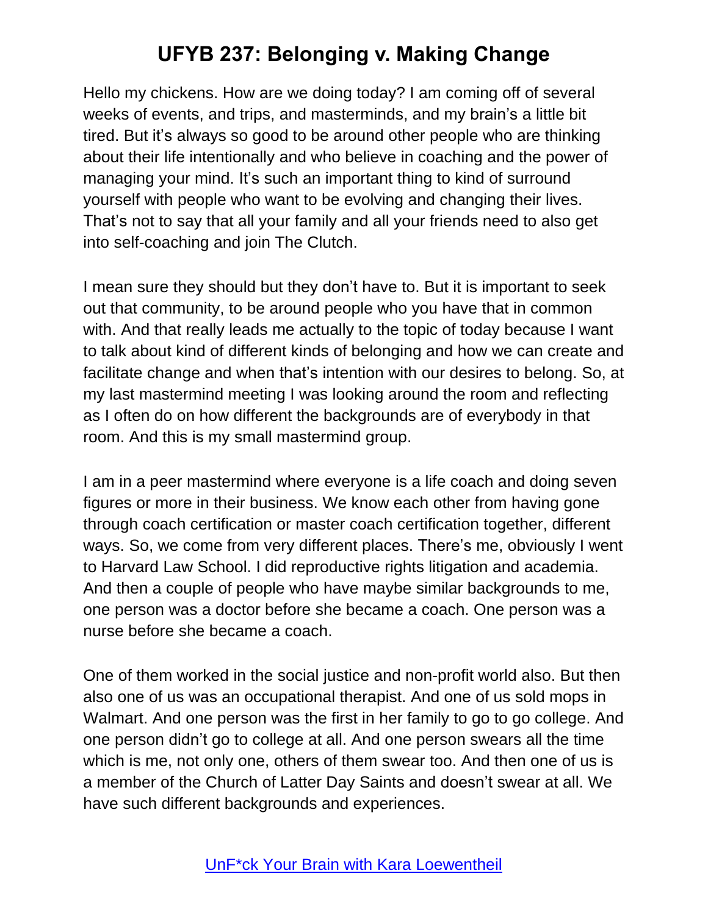# UFYB 237: Belonging v. Making Change

Hello my chickens. How are we doing today? I am coming off of several weeks of events, and trips, and masterminds, and my brain's a little bit tired. But it's always so good to be around other people who are thinking about their life intentionally and who believe in coaching and the power of managing your mind. It's such an important thing to kind of surround yourself with people who want to be evolving and changing their lives. That's not to say that all your family and all your friends need to also get into self-coaching and join The Clutch.

I mean sure they should but they don't have to. But it is important to seek out that community, to be around people who you have that in common with. And that really leads me actually to the topic of today because I want to talk about kind of different kinds of belonging and how we can create and facilitate change and when that's intention with our desires to belong. So, at my last mastermind meeting I was looking around the room and reflecting as I often do on how different the backgrounds are of everybody in that room. And this is my small mastermind group.

I am in a peer mastermind where everyone is a life coach and doing seven figures or more in their business. We know each other from having gone through coach certification or master coach certification together, different ways. So, we come from very different places. There's me, obviously I went to Harvard Law School. I did reproductive rights litigation and academia. And then a couple of people who have maybe similar backgrounds to me, one person was a doctor before she became a coach. One person was a nurse before she became a coach.

One of them worked in the social justice and non-profit world also. But then also one of us was an occupational therapist. And one of us sold mops in Walmart. And one person was the first in her family to go to go college. And one person didn't go to college at all. And one person swears all the time which is me, not only one, others of them swear too. And then one of us is a member of the Church of Latter Day Saints and doesn't swear at all. We have such different backgrounds and experiences.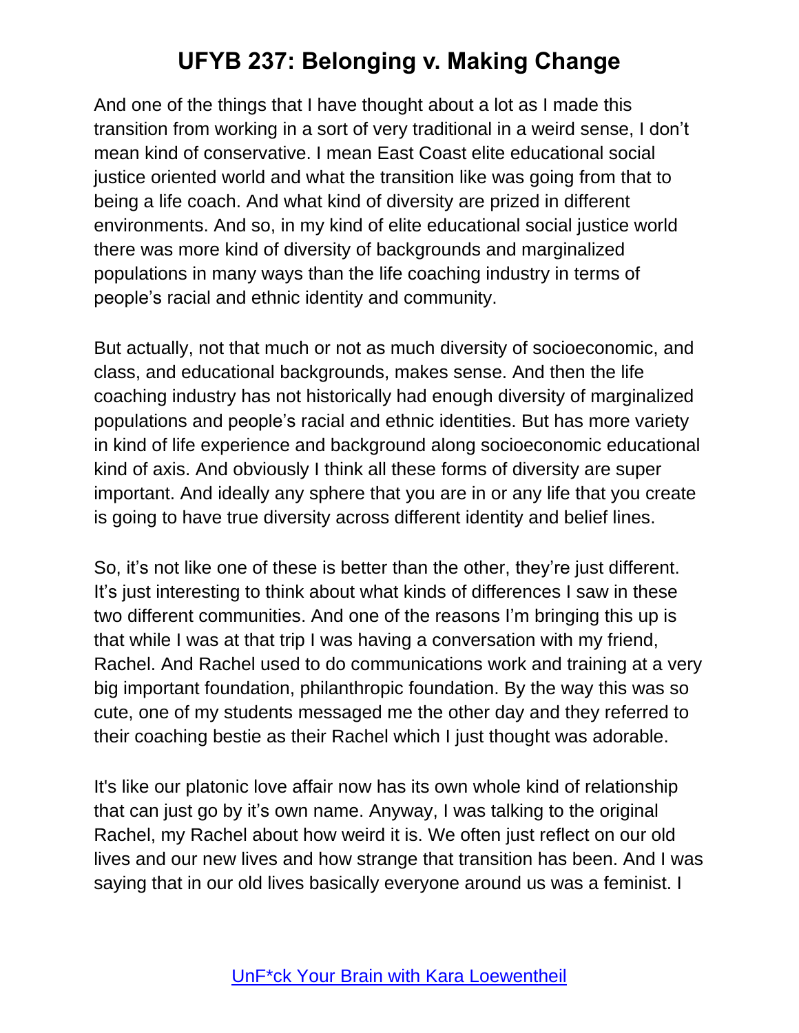And one of the things that I have thought about a lot as I made this transition from working in a sort of very traditional in a weird sense, I don't mean kind of conservative. I mean East Coast elite educational social justice oriented world and what the transition like was going from that to being a life coach. And what kind of diversity are prized in different environments. And so, in my kind of elite educational social justice world there was more kind of diversity of backgrounds and marginalized populations in many ways than the life coaching industry in terms of people's racial and ethnic identity and community.

But actually, not that much or not as much diversity of socioeconomic, and class, and educational backgrounds, makes sense. And then the life coaching industry has not historically had enough diversity of marginalized populations and people's racial and ethnic identities. But has more variety in kind of life experience and background along socioeconomic educational kind of axis. And obviously I think all these forms of diversity are super important. And ideally any sphere that you are in or any life that you create is going to have true diversity across different identity and belief lines.

So, it's not like one of these is better than the other, they're just different. It's just interesting to think about what kinds of differences I saw in these two different communities. And one of the reasons I'm bringing this up is that while I was at that trip I was having a conversation with my friend, Rachel. And Rachel used to do communications work and training at a very big important foundation, philanthropic foundation. By the way this was so cute, one of my students messaged me the other day and they referred to their coaching bestie as their Rachel which I just thought was adorable.

It's like our platonic love affair now has its own whole kind of relationship that can just go by it's own name. Anyway, I was talking to the original Rachel, my Rachel about how weird it is. We often just reflect on our old lives and our new lives and how strange that transition has been. And I was saying that in our old lives basically everyone around us was a feminist. I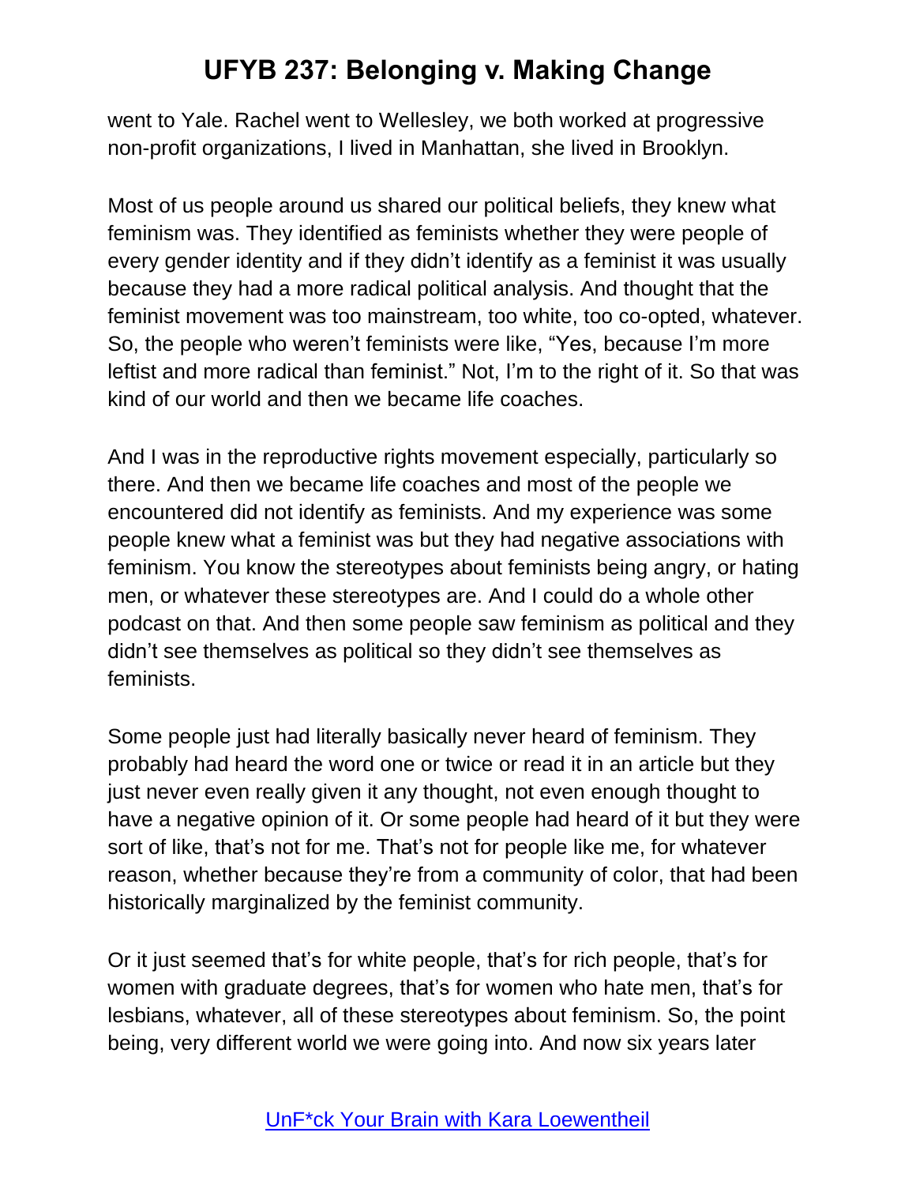went to Yale. Rachel went to Wellesley, we both worked at progressive non-profit organizations, I lived in Manhattan, she lived in Brooklyn.

Most of us people around us shared our political beliefs, they knew what feminism was. They identified as feminists whether they were people of every gender identity and if they didn't identify as a feminist it was usually because they had a more radical political analysis. And thought that the feminist movement was too mainstream, too white, too co-opted, whatever. So, the people who weren't feminists were like, "Yes, because I'm more leftist and more radical than feminist." Not, I'm to the right of it. So that was kind of our world and then we became life coaches.

And I was in the reproductive rights movement especially, particularly so there. And then we became life coaches and most of the people we encountered did not identify as feminists. And my experience was some people knew what a feminist was but they had negative associations with feminism. You know the stereotypes about feminists being angry, or hating men, or whatever these stereotypes are. And I could do a whole other podcast on that. And then some people saw feminism as political and they didn't see themselves as political so they didn't see themselves as feminists.

Some people just had literally basically never heard of feminism. They probably had heard the word one or twice or read it in an article but they just never even really given it any thought, not even enough thought to have a negative opinion of it. Or some people had heard of it but they were sort of like, that's not for me. That's not for people like me, for whatever reason, whether because they're from a community of color, that had been historically marginalized by the feminist community.

Or it just seemed that's for white people, that's for rich people, that's for women with graduate degrees, that's for women who hate men, that's for lesbians, whatever, all of these stereotypes about feminism. So, the point being, very different world we were going into. And now six years later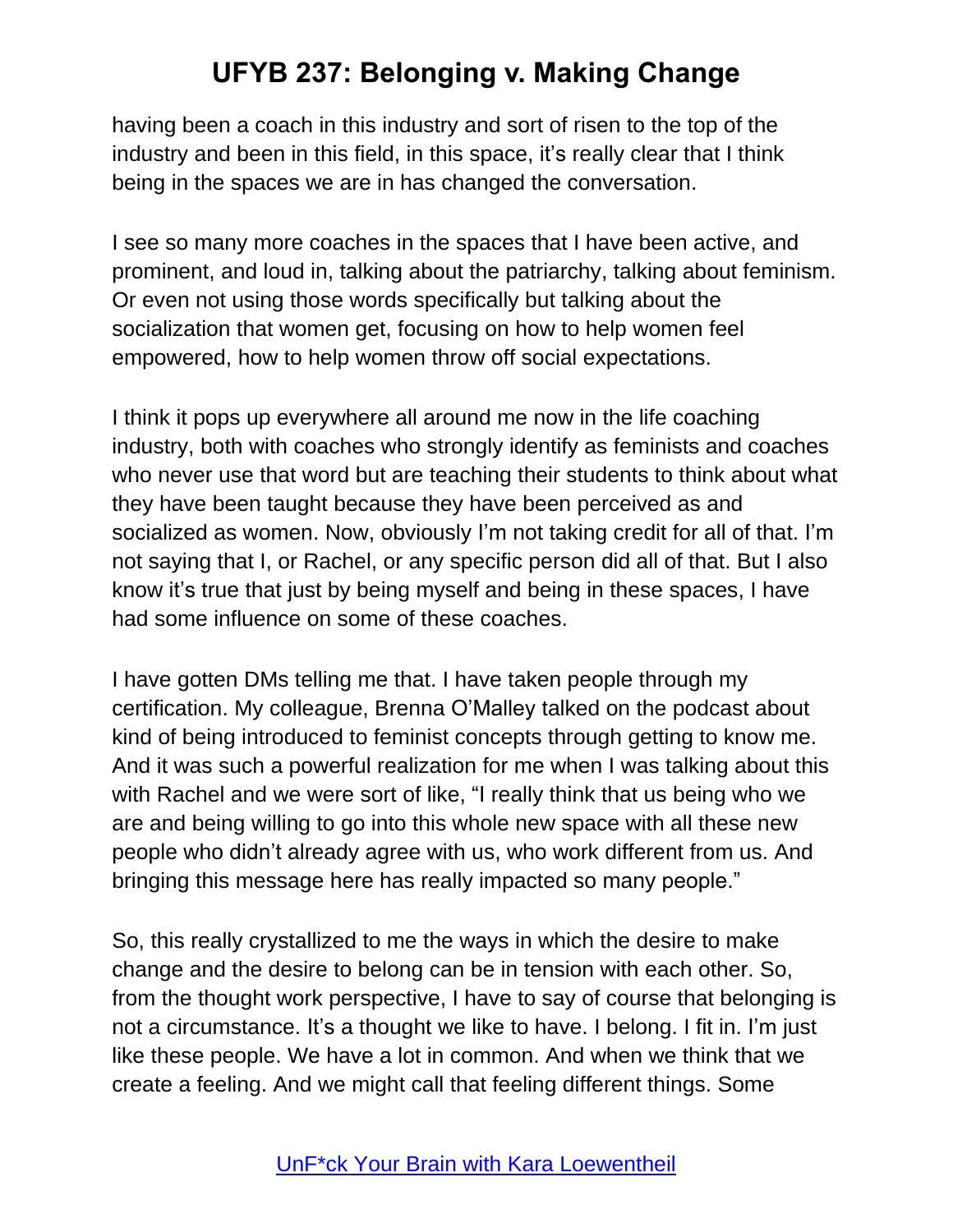having been a coach in this industry and sort of risen to the top of the industry and been in this field, in this space, it's really clear that I think being in the spaces we are in has changed the conversation.

I see so many more coaches in the spaces that I have been active, and prominent, and loud in, talking about the patriarchy, talking about feminism. Or even not using those words specifically but talking about the socialization that women get, focusing on how to help women feel empowered, how to help women throw off social expectations.

I think it pops up everywhere all around me now in the life coaching industry, both with coaches who strongly identify as feminists and coaches who never use that word but are teaching their students to think about what they have been taught because they have been perceived as and socialized as women. Now, obviously I'm not taking credit for all of that. I'm not saying that I, or Rachel, or any specific person did all of that. But I also know it's true that just by being myself and being in these spaces, I have had some influence on some of these coaches.

I have gotten DMs telling me that. I have taken people through my certification. My colleague, Brenna O'Malley talked on the podcast about kind of being introduced to feminist concepts through getting to know me. And it was such a powerful realization for me when I was talking about this with Rachel and we were sort of like, "I really think that us being who we are and being willing to go into this whole new space with all these new people who didn't already agree with us, who work different from us. And bringing this message here has really impacted so many people."

So, this really crystallized to me the ways in which the desire to make change and the desire to belong can be in tension with each other. So, from the thought work perspective, I have to say of course that belonging is not a circumstance. It's a thought we like to have. I belong. I fit in. I'm just like these people. We have a lot in common. And when we think that we create a feeling. And we might call that feeling different things. Some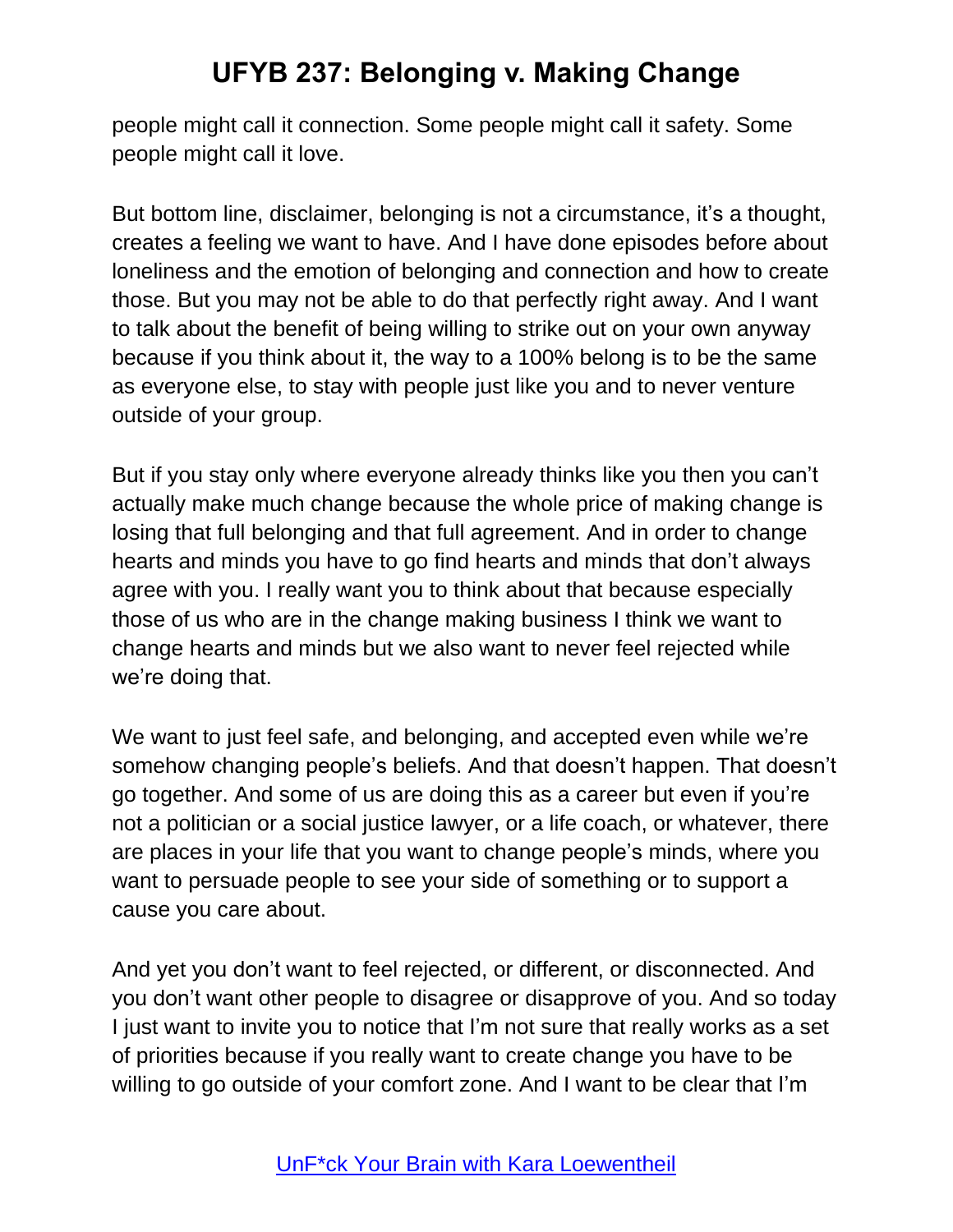people might call it connection. Some people might call it safety. Some people might call it love.

But bottom line, disclaimer, belonging is not a circumstance, it's a thought, creates a feeling we want to have. And I have done episodes before about loneliness and the emotion of belonging and connection and how to create those. But you may not be able to do that perfectly right away. And I want to talk about the benefit of being willing to strike out on your own anyway because if you think about it, the way to a 100% belong is to be the same as everyone else, to stay with people just like you and to never venture outside of your group.

But if you stay only where everyone already thinks like you then you can't actually make much change because the whole price of making change is losing that full belonging and that full agreement. And in order to change hearts and minds you have to go find hearts and minds that don't always agree with you. I really want you to think about that because especially those of us who are in the change making business I think we want to change hearts and minds but we also want to never feel rejected while we're doing that.

We want to just feel safe, and belonging, and accepted even while we're somehow changing people's beliefs. And that doesn't happen. That doesn't go together. And some of us are doing this as a career but even if you're not a politician or a social justice lawyer, or a life coach, or whatever, there are places in your life that you want to change people's minds, where you want to persuade people to see your side of something or to support a cause you care about.

And yet you don't want to feel rejected, or different, or disconnected. And you don't want other people to disagree or disapprove of you. And so today I just want to invite you to notice that I'm not sure that really works as a set of priorities because if you really want to create change you have to be willing to go outside of your comfort zone. And I want to be clear that I'm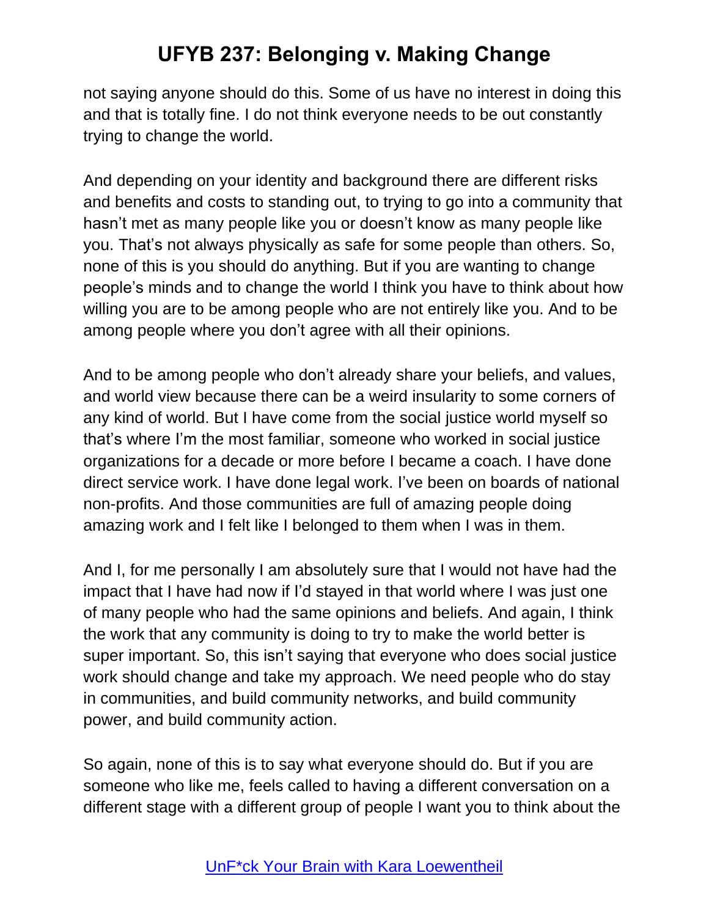not saying anyone should do this. Some of us have no interest in doing this and that is totally fine. I do not think everyone needs to be out constantly trying to change the world.

And depending on your identity and background there are different risks and benefits and costs to standing out, to trying to go into a community that hasn't met as many people like you or doesn't know as many people like you. That's not always physically as safe for some people than others. So, none of this is you should do anything. But if you are wanting to change people's minds and to change the world I think you have to think about how willing you are to be among people who are not entirely like you. And to be among people where you don't agree with all their opinions.

And to be among people who don't already share your beliefs, and values, and world view because there can be a weird insularity to some corners of any kind of world. But I have come from the social justice world myself so that's where I'm the most familiar, someone who worked in social justice organizations for a decade or more before I became a coach. I have done direct service work. I have done legal work. I've been on boards of national non-profits. And those communities are full of amazing people doing amazing work and I felt like I belonged to them when I was in them.

And I, for me personally I am absolutely sure that I would not have had the impact that I have had now if I'd stayed in that world where I was just one of many people who had the same opinions and beliefs. And again, I think the work that any community is doing to try to make the world better is super important. So, this isn't saying that everyone who does social justice work should change and take my approach. We need people who do stay in communities, and build community networks, and build community power, and build community action.

So again, none of this is to say what everyone should do. But if you are someone who like me, feels called to having a different conversation on a different stage with a different group of people I want you to think about the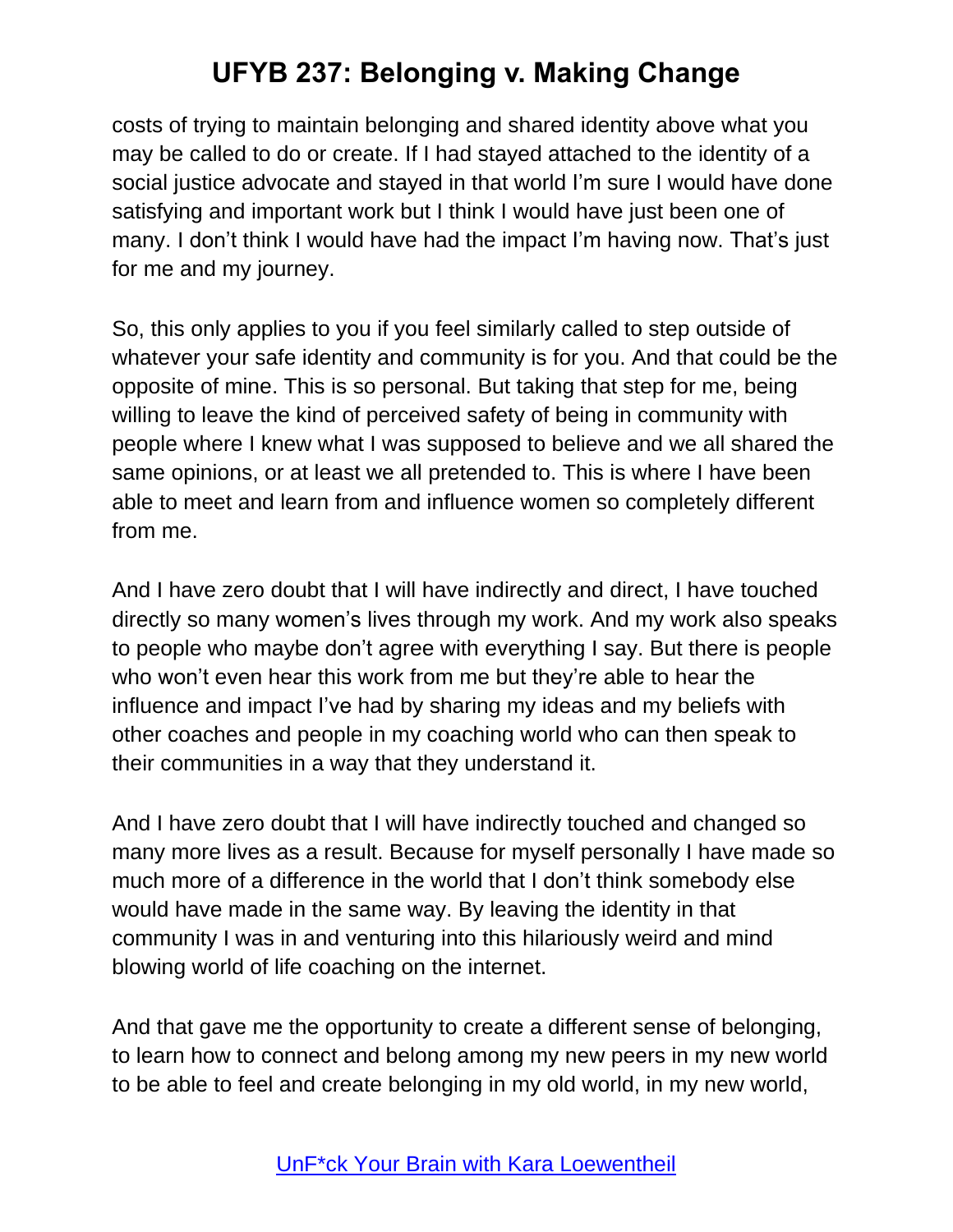costs of trying to maintain belonging and shared identity above what you may be called to do or create. If I had stayed attached to the identity of a social justice advocate and stayed in that world I'm sure I would have done satisfying and important work but I think I would have just been one of many. I don't think I would have had the impact I'm having now. That's just for me and my journey.

So, this only applies to you if you feel similarly called to step outside of whatever your safe identity and community is for you. And that could be the opposite of mine. This is so personal. But taking that step for me, being willing to leave the kind of perceived safety of being in community with people where I knew what I was supposed to believe and we all shared the same opinions, or at least we all pretended to. This is where I have been able to meet and learn from and influence women so completely different from me.

And I have zero doubt that I will have indirectly and direct, I have touched directly so many women's lives through my work. And my work also speaks to people who maybe don't agree with everything I say. But there is people who won't even hear this work from me but they're able to hear the influence and impact I've had by sharing my ideas and my beliefs with other coaches and people in my coaching world who can then speak to their communities in a way that they understand it.

And I have zero doubt that I will have indirectly touched and changed so many more lives as a result. Because for myself personally I have made so much more of a difference in the world that I don't think somebody else would have made in the same way. By leaving the identity in that community I was in and venturing into this hilariously weird and mind blowing world of life coaching on the internet.

And that gave me the opportunity to create a different sense of belonging, to learn how to connect and belong among my new peers in my new world to be able to feel and create belonging in my old world, in my new world,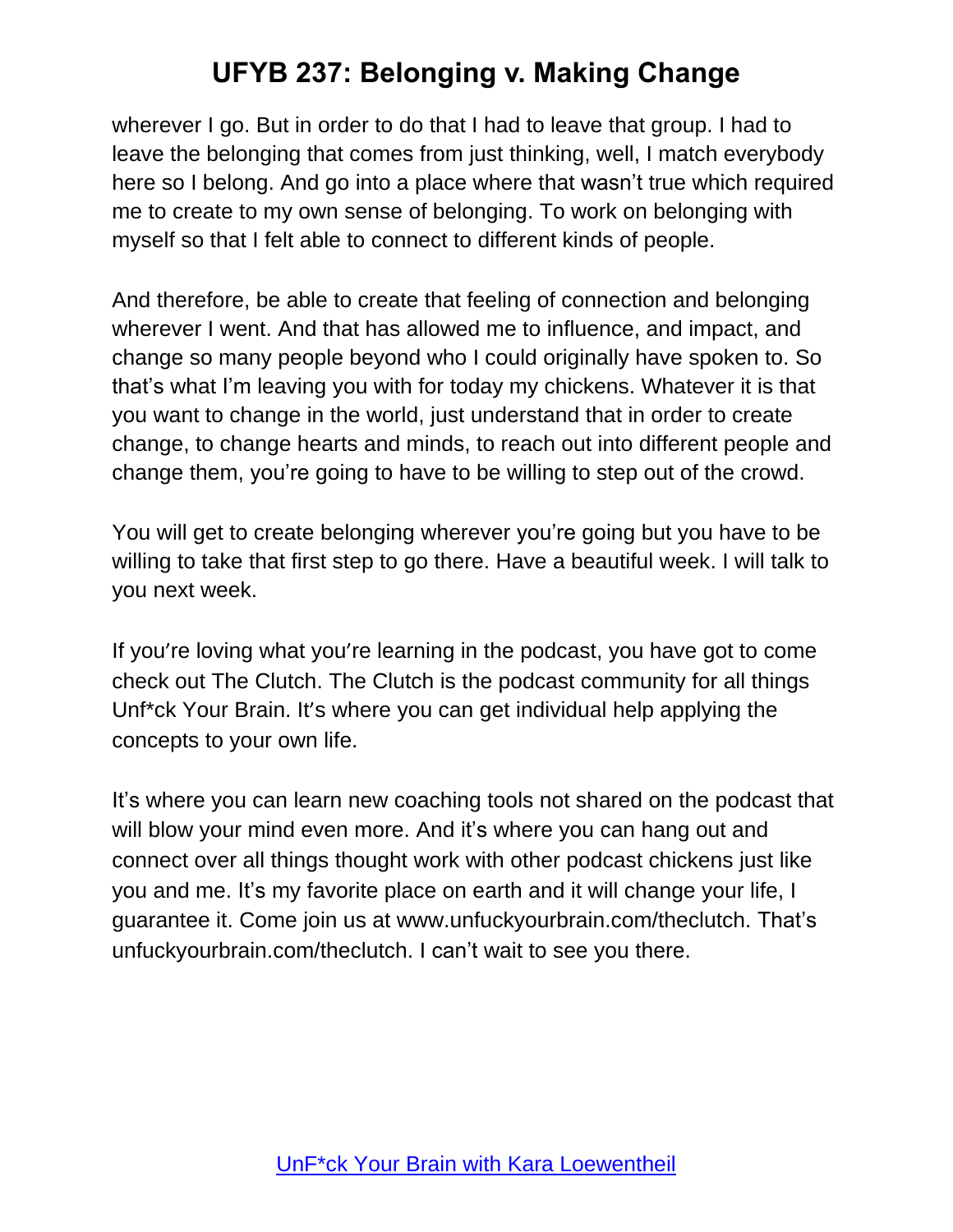wherever I go. But in order to do that I had to leave that group. I had to leave the belonging that comes from just thinking, well, I match everybody here so I belong. And go into a place where that wasn't true which required me to create to my own sense of belonging. To work on belonging with myself so that I felt able to connect to different kinds of people.

And therefore, be able to create that feeling of connection and belonging wherever I went. And that has allowed me to influence, and impact, and change so many people beyond who I could originally have spoken to. So that's what I'm leaving you with for today my chickens. Whatever it is that you want to change in the world, just understand that in order to create change, to change hearts and minds, to reach out into different people and change them, you're going to have to be willing to step out of the crowd.

You will get to create belonging wherever you're going but you have to be willing to take that first step to go there. Have a beautiful week. I will talk to you next week.

If you're loving what you're learning in the podcast, you have got to come check out The Clutch. The Clutch is the podcast community for all things Unf*ck Your Brain. It's where you can get individual help applying the concepts to your own life.

It's where you can learn new coaching tools not shared on the podcast that will blow your mind even more. And it's where you can hang out and connect over all things thought work with other podcast chickens just like you and me. It's my favorite place on earth and it will change your life, I guarantee it. Come join us at www.unfuckyourbrain.com/theclutch. That's unfuckyourbrain.com/theclutch. I can't wait to see you there.